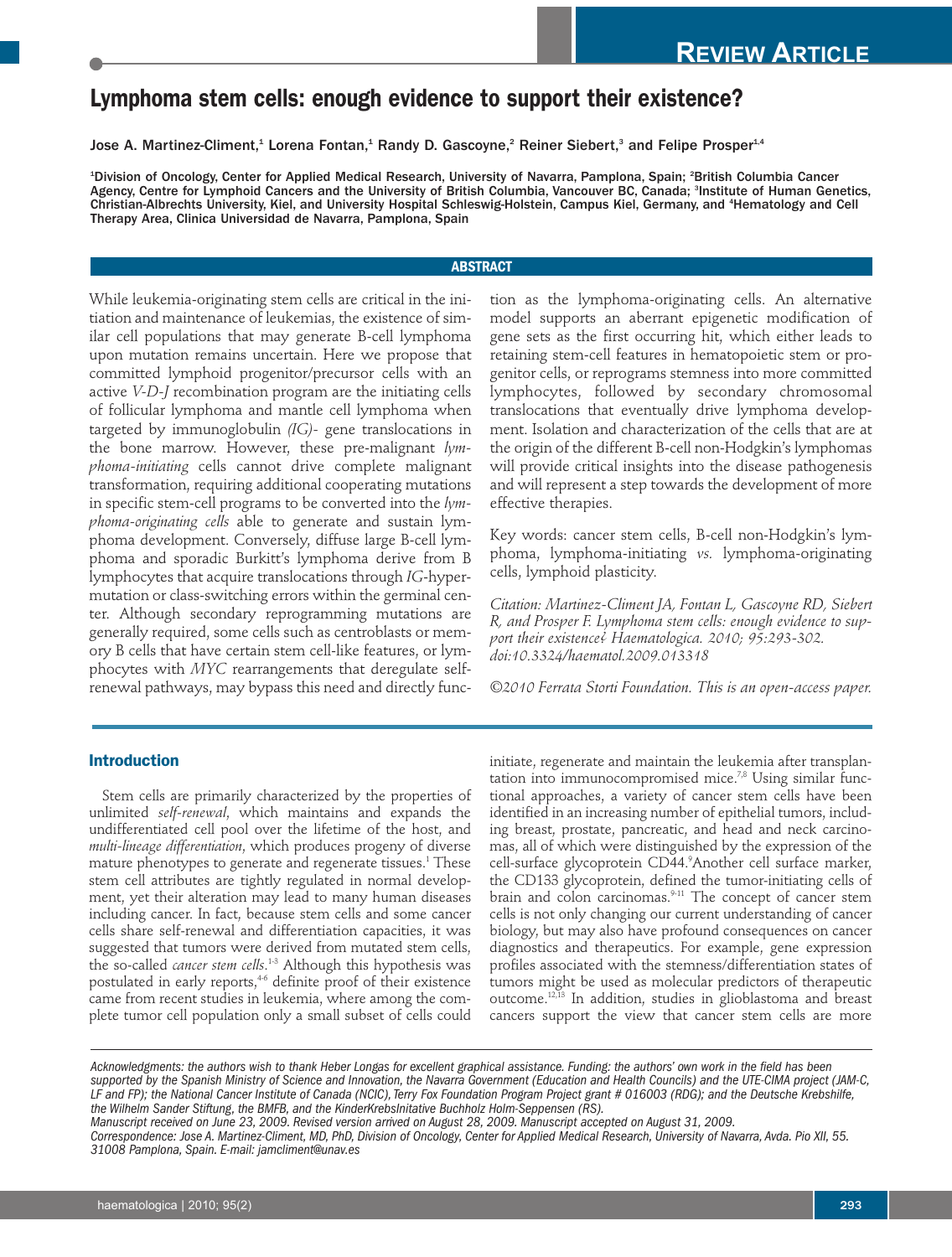REVIEW ARTICLE

# Lymphoma stem cells: enough evidence to support their existence?

Jose A. Martinez-Climent,[1] Lorena Fontan,[1] Randy D. Gascoyne,[2] Reiner Siebert,[3] and Felipe Prosper[1,4]

[1]Division of Oncology, Center for Applied Medical Research, University of Navarra, Pamplona, Spain; [2]British Columbia Cancer Agency, Centre for Lymphoid Cancers and the University of British Columbia, Vancouver BC, Canada; [3]Institute of Human Genetics, Christian-Albrechts University, Kiel, and University Hospital Schleswig-Holstein, Campus Kiel, Germany, and [4]Hematology and Cell Therapy Area, Clinica Universidad de Navarra, Pamplona, Spain

## ABSTRACT

While leukemia-originating stem cells are critical in the initiation and maintenance of leukemias, the existence of similar cell populations that may generate B-cell lymphoma upon mutation remains uncertain. Here we propose that committed lymphoid progenitor/precursor cells with an active *V-D-J* recombination program are the initiating cells of follicular lymphoma and mantle cell lymphoma when targeted by immunoglobulin *(IG)*- gene translocations in the bone marrow. However, these pre-malignant *lymphoma-initiating* cells cannot drive complete malignant transformation, requiring additional cooperating mutations in specific stem-cell programs to be converted into the *lymphoma-originating cells* able to generate and sustain lymphoma development. Conversely, diffuse large B-cell lymphoma and sporadic Burkitt's lymphoma derive from B lymphocytes that acquire translocations through *IG*-hypermutation or class-switching errors within the germinal center. Although secondary reprogramming mutations are generally required, some cells such as centroblasts or memory B cells that have certain stem cell-like features, or lymphocytes with *MYC* rearrangements that deregulate self-renewal pathways, may bypass this need and directly function as the lymphoma-originating cells. An alternative model supports an aberrant epigenetic modification of gene sets as the first occurring hit, which either leads to retaining stem-cell features in hematopoietic stem or progenitor cells, or reprograms stemness into more committed lymphocytes, followed by secondary chromosomal translocations that eventually drive lymphoma development. Isolation and characterization of the cells that are at the origin of the different B-cell non-Hodgkin's lymphomas will provide critical insights into the disease pathogenesis and will represent a step towards the development of more effective therapies.

Key words: cancer stem cells, B-cell non-Hodgkin's lymphoma, lymphoma-initiating *vs.* lymphoma-originating cells, lymphoid plasticity.

*Citation: Martinez-Climent JA, Fontan L, Gascoyne RD, Siebert R, and Prosper F. Lymphoma stem cells: enough evidence to support their existence? Haematologica. 2010; 95:293-302. doi:10.3324/haematol.2009.013318*

*©2010 Ferrata Storti Foundation. This is an open-access paper.*

## Introduction

Stem cells are primarily characterized by the properties of unlimited *self-renewal*, which maintains and expands the undifferentiated cell pool over the lifetime of the host, and *multi-lineage differentiation*, which produces progeny of diverse mature phenotypes to generate and regenerate tissues.[1] These stem cell attributes are tightly regulated in normal development, yet their alteration may lead to many human diseases including cancer. In fact, because stem cells and some cancer cells share self-renewal and differentiation capacities, it was suggested that tumors were derived from mutated stem cells, the so-called *cancer stem cells*.[1-3] Although this hypothesis was postulated in early reports,[4-6] definite proof of their existence came from recent studies in leukemia, where among the complete tumor cell population only a small subset of cells could initiate, regenerate and maintain the leukemia after transplantation into immunocompromised mice.[7,8] Using similar functional approaches, a variety of cancer stem cells have been identified in an increasing number of epithelial tumors, including breast, prostate, pancreatic, and head and neck carcinomas, all of which were distinguished by the expression of the cell-surface glycoprotein CD44.[9]Another cell surface marker, the CD133 glycoprotein, defined the tumor-initiating cells of brain and colon carcinomas.[9-11] The concept of cancer stem cells is not only changing our current understanding of cancer biology, but may also have profound consequences on cancer diagnostics and therapeutics. For example, gene expression profiles associated with the stemness/differentiation states of tumors might be used as molecular predictors of therapeutic outcome.[12,13] In addition, studies in glioblastoma and breast cancers support the view that cancer stem cells are more

*Acknowledgments: the authors wish to thank Heber Longas for excellent graphical assistance. Funding: the authors' own work in the field has been supported by the Spanish Ministry of Science and Innovation, the Navarra Government (Education and Health Councils) and the UTE-CIMA project (JAM-C, LF and FP); the National Cancer Institute of Canada (NCIC), Terry Fox Foundation Program Project grant # 016003 (RDG); and the Deutsche Krebshilfe, the Wilhelm Sander Stiftung, the BMFB, and the KinderKrebsInitative Buchholz Holm-Seppensen (RS).*
*Manuscript received on June 23, 2009. Revised version arrived on August 28, 2009. Manuscript accepted on August 31, 2009.*
*Correspondence: Jose A. Martinez-Climent, MD, PhD, Division of Oncology, Center for Applied Medical Research, University of Navarra, Avda. Pio XII, 55. 31008 Pamplona, Spain. E-mail: jamclimen@unav.es*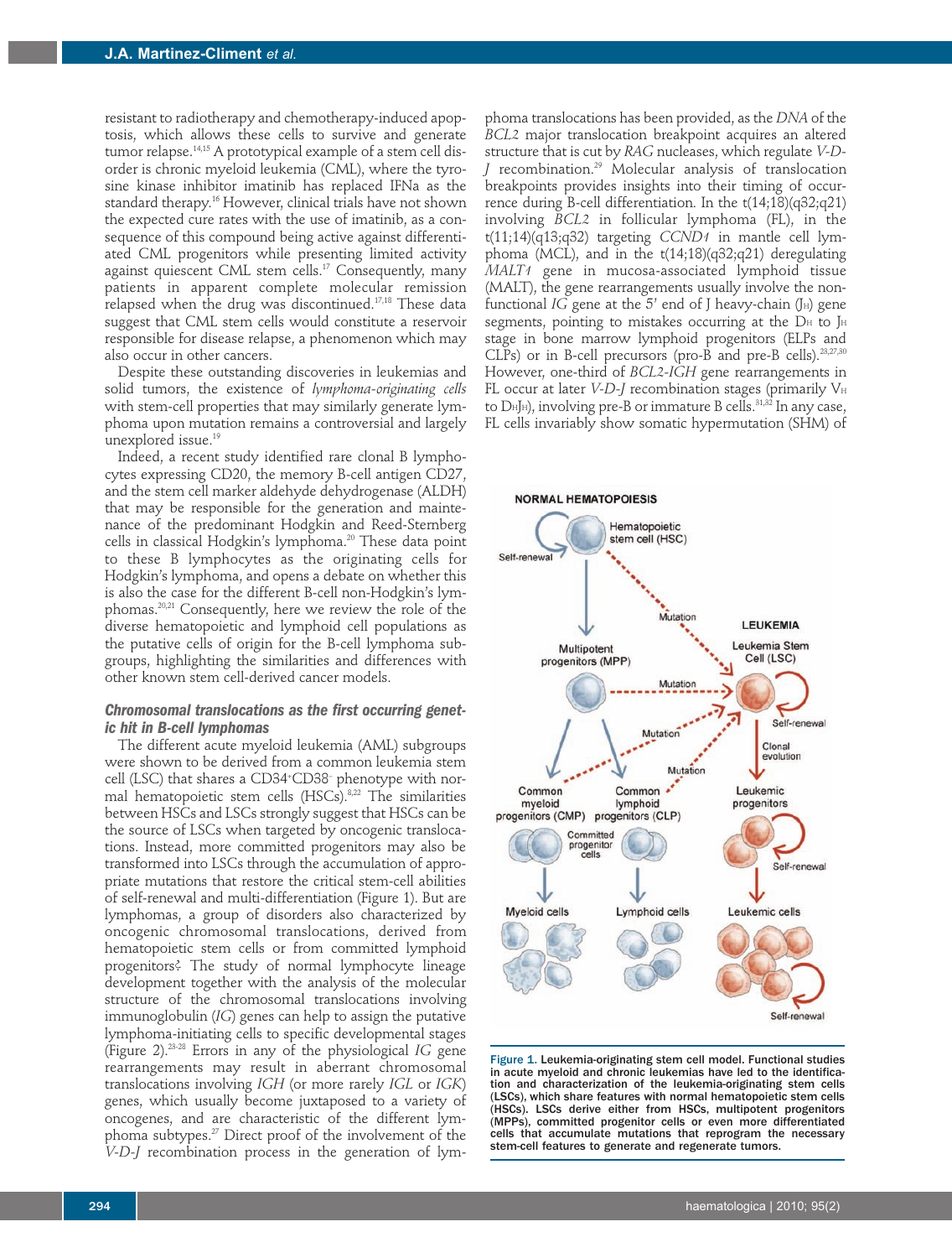resistant to radiotherapy and chemotherapy-induced apoptosis, which allows these cells to survive and generate tumor relapse.[14,15] A prototypical example of a stem cell disorder is chronic myeloid leukemia (CML), where the tyrosine kinase inhibitor imatinib has replaced IFNa as the standard therapy.[16] However, clinical trials have not shown the expected cure rates with the use of imatinib, as a consequence of this compound being active against differentiated CML progenitors while presenting limited activity against quiescent CML stem cells.[17] Consequently, many patients in apparent complete molecular remission relapsed when the drug was discontinued.[17,18] These data suggest that CML stem cells would constitute a reservoir responsible for disease relapse, a phenomenon which may also occur in other cancers.

Despite these outstanding discoveries in leukemias and solid tumors, the existence of *lymphoma-originating cells* with stem-cell properties that may similarly generate lymphoma upon mutation remains a controversial and largely unexplored issue.[19]

Indeed, a recent study identified rare clonal B lymphocytes expressing CD20, the memory B-cell antigen CD27, and the stem cell marker aldehyde dehydrogenase (ALDH) that may be responsible for the generation and maintenance of the predominant Hodgkin and Reed-Sternberg cells in classical Hodgkin's lymphoma.[20] These data point to these B lymphocytes as the originating cells for Hodgkin's lymphoma, and opens a debate on whether this is also the case for the different B-cell non-Hodgkin's lymphomas.[20,21] Consequently, here we review the role of the diverse hematopoietic and lymphoid cell populations as the putative cells of origin for the B-cell lymphoma subgroups, highlighting the similarities and differences with other known stem cell-derived cancer models.

### Chromosomal translocations as the first occurring genetic hit in B-cell lymphomas

The different acute myeloid leukemia (AML) subgroups were shown to be derived from a common leukemia stem cell (LSC) that shares a CD34$^+$CD38$^-$ phenotype with normal hematopoietic stem cells (HSCs).[8,22] The similarities between HSCs and LSCs strongly suggest that HSCs can be the source of LSCs when targeted by oncogenic translocations. Instead, more committed progenitors may also be transformed into LSCs through the accumulation of appropriate mutations that restore the critical stem-cell abilities of self-renewal and multi-differentiation (Figure 1). But are lymphomas, a group of disorders also characterized by oncogenic chromosomal translocations, derived from hematopoietic stem cells or from committed lymphoid progenitors? The study of normal lymphocyte lineage development together with the analysis of the molecular structure of the chromosomal translocations involving immunoglobulin (*IG*) genes can help to assign the putative lymphoma-initiating cells to specific developmental stages (Figure 2).[23-28] Errors in any of the physiological *IG* gene rearrangements may result in aberrant chromosomal translocations involving *IGH* (or more rarely *IGL* or *IGK*) genes, which usually become juxtaposed to a variety of oncogenes, and are characteristic of the different lymphoma subtypes.[27] Direct proof of the involvement of the *V-D-J* recombination process in the generation of lymphoma translocations has been provided, as the *DNA* of the *BCL2* major translocation breakpoint acquires an altered structure that is cut by *RAG* nucleases, which regulate *V-D-J* recombination.[29] Molecular analysis of translocation breakpoints provides insights into their timing of occurrence during B-cell differentiation. In the t(14;18)(q32;q21) involving *BCL2* in follicular lymphoma (FL), in the t(11;14)(q13;q32) targeting *CCND1* in mantle cell lymphoma (MCL), and in the t(14;18)(q32;q21) deregulating *MALT1* gene in mucosa-associated lymphoid tissue (MALT), the gene rearrangements usually involve the non-functional *IG* gene at the 5' end of J heavy-chain ($J_H$) gene segments, pointing to mistakes occurring at the $D_H$ to $J_H$ stage in bone marrow lymphoid progenitors (ELPs and CLPs) or in B-cell precursors (pro-B and pre-B cells).[23,27,30] However, one-third of *BCL2-IGH* gene rearrangements in FL occur at later *V-D-J* recombination stages (primarily $V_H$ to $D_HJ_H$), involving pre-B or immature B cells.[31,32] In any case, FL cells invariably show somatic hypermutation (SHM) of

Figure 1. Leukemia-originating stem cell model. Functional studies in acute myeloid and chronic leukemias have led to the identification and characterization of the leukemia-originating stem cells (LSCs), which share features with normal hematopoietic stem cells (HSCs). LSCs derive either from HSCs, multipotent progenitors (MPPs), committed progenitor cells or even more differentiated cells that accumulate mutations that reprogram the necessary stem-cell features to generate and regenerate tumors.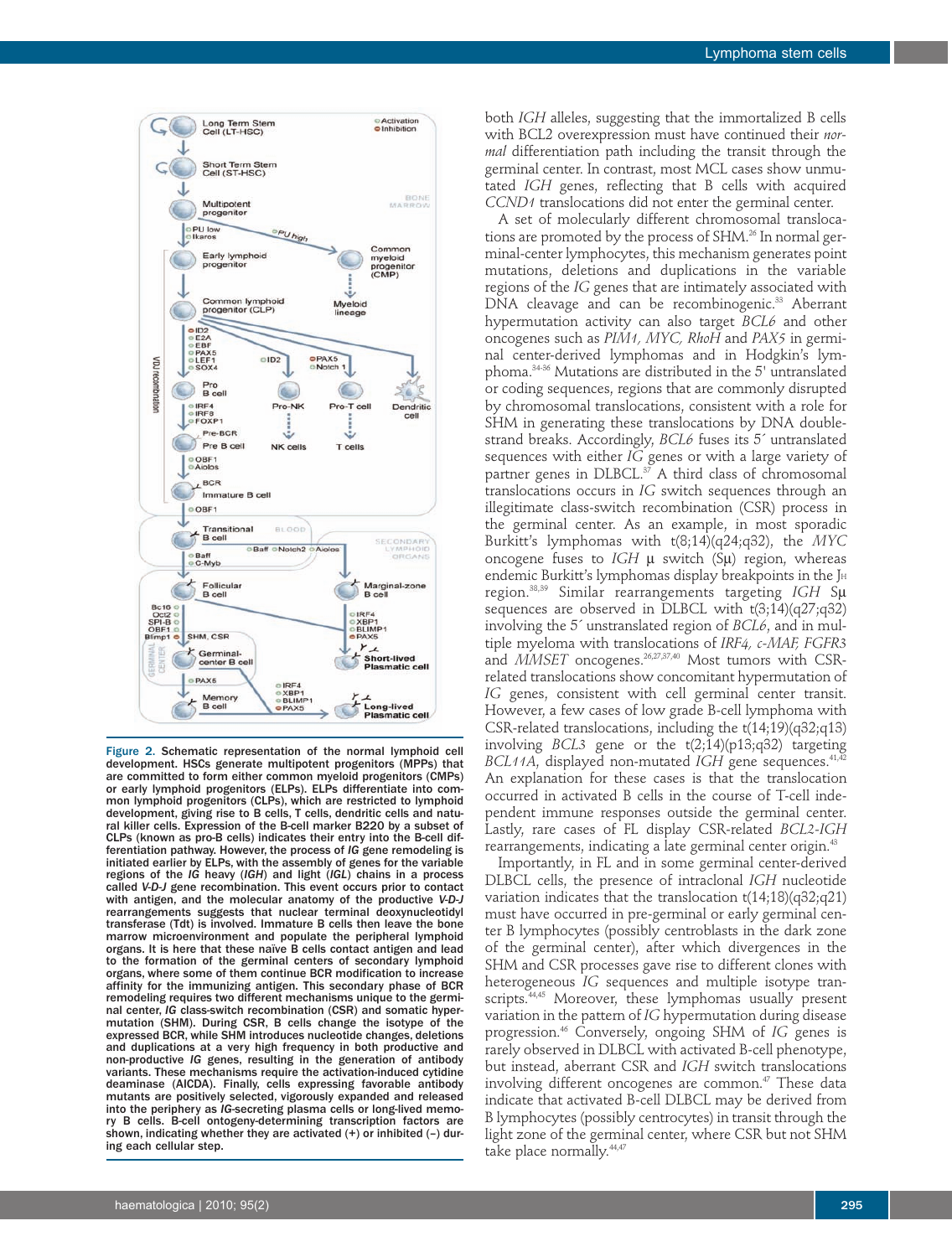Figure 2. Schematic representation of the normal lymphoid cell development. HSCs generate multipotent progenitors (MPPs) that are committed to form either common myeloid progenitors (CMPs) or early lymphoid progenitors (ELPs). ELPs differentiate into common lymphoid progenitors (CLPs), which are restricted to lymphoid development, giving rise to B cells, T cells, dendritic cells and natural killer cells. Expression of the B-cell marker B220 by a subset of CLPs (known as pro-B cells) indicates their entry into the B-cell differentiation pathway. However, the process of *IG* gene remodeling is initiated earlier by ELPs, with the assembly of genes for the variable regions of the *IG* heavy (*IGH*) and light (*IGL*) chains in a process called *V-D-J* gene recombination. This event occurs prior to contact with antigen, and the molecular anatomy of the productive *V-D-J* rearrangements suggests that nuclear terminal deoxynucleotidyl transferase (Tdt) is involved. Immature B cells then leave the bone marrow microenvironment and populate the peripheral lymphoid organs. It is here that these naïve B cells contact antigen and lead to the formation of the germinal centers of secondary lymphoid organs, where some of them continue BCR modification to increase affinity for the immunizing antigen. This secondary phase of BCR remodeling requires two different mechanisms unique to the germinal center, *IG* class-switch recombination (CSR) and somatic hypermutation (SHM). During CSR, B cells change the isotype of the expressed BCR, while SHM introduces nucleotide changes, deletions and duplications at a very high frequency in both productive and non-productive *IG* genes, resulting in the generation of antibody variants. These mechanisms require the activation-induced cytidine deaminase (AICDA). Finally, cells expressing favorable antibody mutants are positively selected, vigorously expanded and released into the periphery as *IG*-secreting plasma cells or long-lived memory B cells. B-cell ontogeny-determining transcription factors are shown, indicating whether they are activated (+) or inhibited (–) during each cellular step.

both *IGH* alleles, suggesting that the immortalized B cells with BCL2 overexpression must have continued their *normal* differentiation path including the transit through the germinal center. In contrast, most MCL cases show unmutated *IGH* genes, reflecting that B cells with acquired *CCND1* translocations did not enter the germinal center.

A set of molecularly different chromosomal translocations are promoted by the process of SHM.[26] In normal germinal-center lymphocytes, this mechanism generates point mutations, deletions and duplications in the variable regions of the *IG* genes that are intimately associated with DNA cleavage and can be recombinogenic.[33] Aberrant hypermutation activity can also target *BCL6* and other oncogenes such as *PIM1, MYC, RhoH* and *PAX5* in germinal center-derived lymphomas and in Hodgkin's lymphoma.[34-36] Mutations are distributed in the 5' untranslated or coding sequences, regions that are commonly disrupted by chromosomal translocations, consistent with a role for SHM in generating these translocations by DNA double-strand breaks. Accordingly, *BCL6* fuses its 5´ untranslated sequences with either *IG* genes or with a large variety of partner genes in DLBCL.[37] A third class of chromosomal translocations occurs in *IG* switch sequences through an illegitimate class-switch recombination (CSR) process in the germinal center. As an example, in most sporadic Burkitt's lymphomas with t(8;14)(q24;q32), the *MYC* oncogene fuses to *IGH* μ switch (Sμ) region, whereas endemic Burkitt's lymphomas display breakpoints in the $J_H$ region.[38,39] Similar rearrangements targeting *IGH* Sμ sequences are observed in DLBCL with t(3;14)(q27;q32) involving the 5´ unstranslated region of *BCL6*, and in multiple myeloma with translocations of *IRF4, c-MAF, FGFR3* and *MMSET* oncogenes.[26,27,37,40] Most tumors with CSR-related translocations show concomitant hypermutation of *IG* genes, consistent with cell germinal center transit. However, a few cases of low grade B-cell lymphoma with CSR-related translocations, including the t(14;19)(q32;q13) involving *BCL3* gene or the t(2;14)(p13;q32) targeting *BCL11A*, displayed non-mutated *IGH* gene sequences.[41,42] An explanation for these cases is that the translocation occurred in activated B cells in the course of T-cell independent immune responses outside the germinal center. Lastly, rare cases of FL display CSR-related *BCL2-IGH* rearrangements, indicating a late germinal center origin.[43]

Importantly, in FL and in some germinal center-derived DLBCL cells, the presence of intraclonal *IGH* nucleotide variation indicates that the translocation t(14;18)(q32;q21) must have occurred in pre-germinal or early germinal center B lymphocytes (possibly centroblasts in the dark zone of the germinal center), after which divergences in the SHM and CSR processes gave rise to different clones with heterogeneous *IG* sequences and multiple isotype transcripts.[44,45] Moreover, these lymphomas usually present variation in the pattern of *IG* hypermutation during disease progression.[46] Conversely, ongoing SHM of *IG* genes is rarely observed in DLBCL with activated B-cell phenotype, but instead, aberrant CSR and *IGH* switch translocations involving different oncogenes are common.[47] These data indicate that activated B-cell DLBCL may be derived from B lymphocytes (possibly centrocytes) in transit through the light zone of the germinal center, where CSR but not SHM take place normally.[44,47]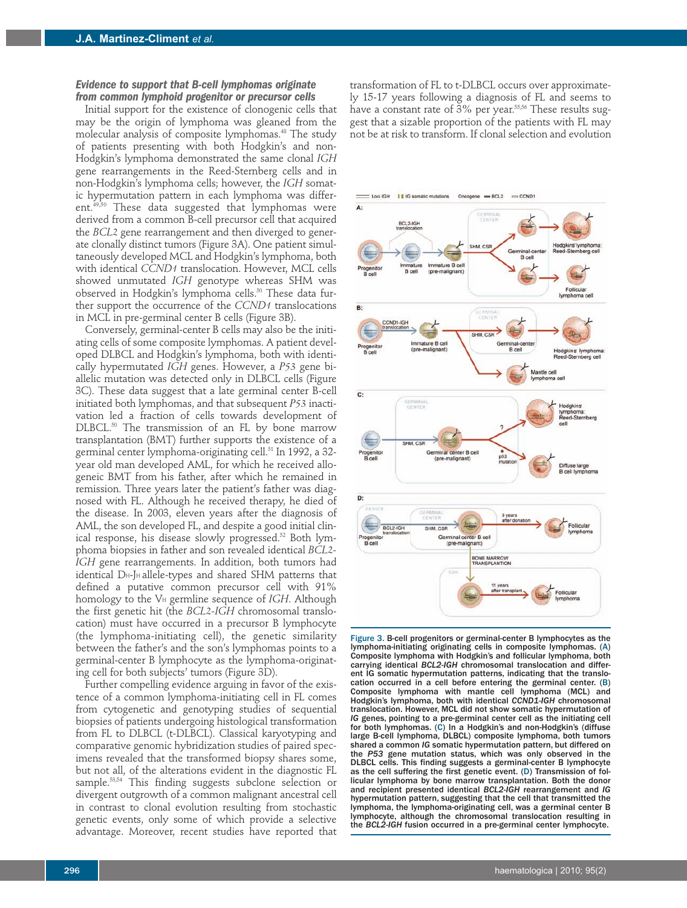### *Evidence to support that B-cell lymphomas originate from common lymphoid progenitor or precursor cells*

Initial support for the existence of clonogenic cells that may be the origin of lymphoma was gleaned from the molecular analysis of composite lymphomas.[48] The study of patients presenting with both Hodgkin's and non-Hodgkin's lymphoma demonstrated the same clonal *IGH* gene rearrangements in the Reed-Sternberg cells and in non-Hodgkin's lymphoma cells; however, the *IGH* somatic hypermutation pattern in each lymphoma was different.[49,50] These data suggested that lymphomas were derived from a common B-cell precursor cell that acquired the *BCL2* gene rearrangement and then diverged to generate clonally distinct tumors (Figure 3A). One patient simultaneously developed MCL and Hodgkin's lymphoma, both with identical *CCND1* translocation. However, MCL cells showed unmutated *IGH* genotype whereas SHM was observed in Hodgkin's lymphoma cells.[50] These data further support the occurrence of the *CCND1* translocations in MCL in pre-germinal center B cells (Figure 3B).

Conversely, germinal-center B cells may also be the initiating cells of some composite lymphomas. A patient developed DLBCL and Hodgkin's lymphoma, both with identically hypermutated *IGH* genes. However, a *P53* gene biallelic mutation was detected only in DLBCL cells (Figure 3C). These data suggest that a late germinal center B-cell initiated both lymphomas, and that subsequent *P53* inactivation led a fraction of cells towards development of DLBCL.[50] The transmission of an FL by bone marrow transplantation (BMT) further supports the existence of a germinal center lymphoma-originating cell.[51] In 1992, a 32-year old man developed AML, for which he received allogeneic BMT from his father, after which he remained in remission. Three years later the patient's father was diagnosed with FL. Although he received therapy, he died of the disease. In 2003, eleven years after the diagnosis of AML, the son developed FL, and despite a good initial clinical response, his disease slowly progressed.[52] Both lymphoma biopsies in father and son revealed identical *BCL2-IGH* gene rearrangements. In addition, both tumors had identical $D_H$-$J_H$ allele-types and shared SHM patterns that defined a putative common precursor cell with 91% homology to the $V_H$ germline sequence of *IGH*. Although the first genetic hit (the *BCL2-IGH* chromosomal translocation) must have occurred in a precursor B lymphocyte (the lymphoma-initiating cell), the genetic similarity between the father's and the son's lymphomas points to a germinal-center B lymphocyte as the lymphoma-originating cell for both subjects' tumors (Figure 3D).

Further compelling evidence arguing in favor of the existence of a common lymphoma-initiating cell in FL comes from cytogenetic and genotyping studies of sequential biopsies of patients undergoing histological transformation from FL to DLBCL (t-DLBCL). Classical karyotyping and comparative genomic hybridization studies of paired specimens revealed that the transformed biopsy shares some, but not all, of the alterations evident in the diagnostic FL sample.[53,54] This finding suggests subclone selection or divergent outgrowth of a common malignant ancestral cell in contrast to clonal evolution resulting from stochastic genetic events, only some of which provide a selective advantage. Moreover, recent studies have reported that transformation of FL to t-DLBCL occurs over approximately 15-17 years following a diagnosis of FL and seems to have a constant rate of 3% per year.[55,56] These results suggest that a sizable proportion of the patients with FL may not be at risk to transform. If clonal selection and evolution

Figure 3. B-cell progenitors or germinal-center B lymphocytes as the lymphoma-initiating originating cells in composite lymphomas. (A) Composite lymphoma with Hodgkin's and follicular lymphoma, both carrying identical *BCL2-IGH* chromosomal translocation and different IG somatic hypermutation patterns, indicating that the translocation occurred in a cell before entering the germinal center. (B) Composite lymphoma with mantle cell lymphoma (MCL) and Hodgkin's lymphoma, both with identical *CCND1-IGH* chromosomal translocation. However, MCL did not show somatic hypermutation of *IG* genes, pointing to a pre-germinal center cell as the initiating cell for both lymphomas. (C) In a Hodgkin's and non-Hodgkin's (diffuse large B-cell lymphoma, DLBCL) composite lymphoma, both tumors shared a common *IG* somatic hypermutation pattern, but differed on the *P53* gene mutation status, which was only observed in the DLBCL cells. This finding suggests a germinal-center B lymphocyte as the cell suffering the first genetic event. (D) Transmission of follicular lymphoma by bone marrow transplantation. Both the donor and recipient presented identical *BCL2-IGH* rearrangement and *IG* hypermutation pattern, suggesting that the cell that transmitted the lymphoma, the lymphoma-originating cell, was a germinal center B lymphocyte, although the chromosomal translocation resulting in the *BCL2-IGH* fusion occurred in a pre-germinal center lymphocyte.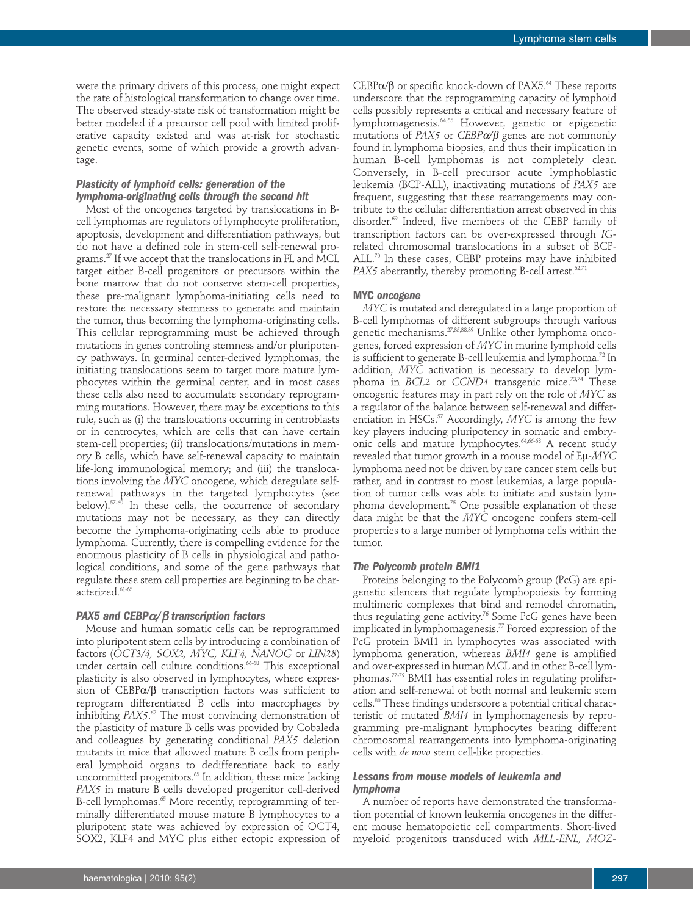were the primary drivers of this process, one might expect the rate of histological transformation to change over time. The observed steady-state risk of transformation might be better modeled if a precursor cell pool with limited proliferative capacity existed and was at-risk for stochastic genetic events, some of which provide a growth advantage.

### *Plasticity of lymphoid cells: generation of the lymphoma-originating cells through the second hit*

Most of the oncogenes targeted by translocations in B-cell lymphomas are regulators of lymphocyte proliferation, apoptosis, development and differentiation pathways, but do not have a defined role in stem-cell self-renewal programs.[27] If we accept that the translocations in FL and MCL target either B-cell progenitors or precursors within the bone marrow that do not conserve stem-cell properties, these pre-malignant lymphoma-initiating cells need to restore the necessary stemness to generate and maintain the tumor, thus becoming the lymphoma-originating cells. This cellular reprogramming must be achieved through mutations in genes controling stemness and/or pluripotency pathways. In germinal center-derived lymphomas, the initiating translocations seem to target more mature lymphocytes within the germinal center, and in most cases these cells also need to accumulate secondary reprogramming mutations. However, there may be exceptions to this rule, such as (i) the translocations occurring in centroblasts or in centrocytes, which are cells that can have certain stem-cell properties; (ii) translocations/mutations in memory B cells, which have self-renewal capacity to maintain life-long immunological memory; and (iii) the translocations involving the *MYC* oncogene, which deregulate self-renewal pathways in the targeted lymphocytes (see below).[57-60] In these cells, the occurrence of secondary mutations may not be necessary, as they can directly become the lymphoma-originating cells able to produce lymphoma. Currently, there is compelling evidence for the enormous plasticity of B cells in physiological and pathological conditions, and some of the gene pathways that regulate these stem cell properties are beginning to be characterized.[61-65]

### *PAX5 and CEBPα/β transcription factors*

Mouse and human somatic cells can be reprogrammed into pluripotent stem cells by introducing a combination of factors (*OCT3/4, SOX2, MYC, KLF4, NANOG* or *LIN28*) under certain cell culture conditions.[66-68] This exceptional plasticity is also observed in lymphocytes, where expression of CEBPα/β transcription factors was sufficient to reprogram differentiated B cells into macrophages by inhibiting *PAX5*.[62] The most convincing demonstration of the plasticity of mature B cells was provided by Cobaleda and colleagues by generating conditional *PAX5* deletion mutants in mice that allowed mature B cells from peripheral lymphoid organs to dedifferentiate back to early uncommitted progenitors.[65] In addition, these mice lacking *PAX5* in mature B cells developed progenitor cell-derived B-cell lymphomas.[65] More recently, reprogramming of terminally differentiated mouse mature B lymphocytes to a pluripotent state was achieved by expression of OCT4, SOX2, KLF4 and MYC plus either ectopic expression of CEBPα/β or specific knock-down of PAX5.[64] These reports underscore that the reprogramming capacity of lymphoid cells possibly represents a critical and necessary feature of lymphomagenesis.[64,65] However, genetic or epigenetic mutations of *PAX5* or *CEBPα/β* genes are not commonly found in lymphoma biopsies, and thus their implication in human B-cell lymphomas is not completely clear. Conversely, in B-cell precursor acute lymphoblastic leukemia (BCP-ALL), inactivating mutations of *PAX5* are frequent, suggesting that these rearrangements may contribute to the cellular differentiation arrest observed in this disorder.[69] Indeed, five members of the CEBP family of transcription factors can be over-expressed through *IG*-related chromosomal translocations in a subset of BCP-ALL.[70] In these cases, CEBP proteins may have inhibited *PAX5* aberrantly, thereby promoting B-cell arrest.[62,71]

### *MYC oncogene*

*MYC* is mutated and deregulated in a large proportion of B-cell lymphomas of different subgroups through various genetic mechanisms.[27,35,38,39] Unlike other lymphoma oncogenes, forced expression of *MYC* in murine lymphoid cells is sufficient to generate B-cell leukemia and lymphoma.[72] In addition, *MYC* activation is necessary to develop lymphoma in *BCL2* or *CCND1* transgenic mice.[73,74] These oncogenic features may in part rely on the role of *MYC* as a regulator of the balance between self-renewal and differentiation in HSCs.[57] Accordingly, *MYC* is among the few key players inducing pluripotency in somatic and embryonic cells and mature lymphocytes.[64,66-68] A recent study revealed that tumor growth in a mouse model of Eμ-*MYC* lymphoma need not be driven by rare cancer stem cells but rather, and in contrast to most leukemias, a large population of tumor cells was able to initiate and sustain lymphoma development.[75] One possible explanation of these data might be that the *MYC* oncogene confers stem-cell properties to a large number of lymphoma cells within the tumor.

### *The Polycomb protein BMI1*

Proteins belonging to the Polycomb group (PcG) are epigenetic silencers that regulate lymphopoiesis by forming multimeric complexes that bind and remodel chromatin, thus regulating gene activity.[76] Some PcG genes have been implicated in lymphomagenesis.[77] Forced expression of the PcG protein BMI1 in lymphocytes was associated with lymphoma generation, whereas *BMI1* gene is amplified and over-expressed in human MCL and in other B-cell lymphomas.[77-79] BMI1 has essential roles in regulating proliferation and self-renewal of both normal and leukemic stem cells.[80] These findings underscore a potential critical characteristic of mutated *BMI1* in lymphomagenesis by reprogramming pre-malignant lymphocytes bearing different chromosomal rearrangements into lymphoma-originating cells with *de novo* stem cell-like properties.

### *Lessons from mouse models of leukemia and lymphoma*

A number of reports have demonstrated the transformation potential of known leukemia oncogenes in the different mouse hematopoietic cell compartments. Short-lived myeloid progenitors transduced with *MLL-ENL, MOZ-*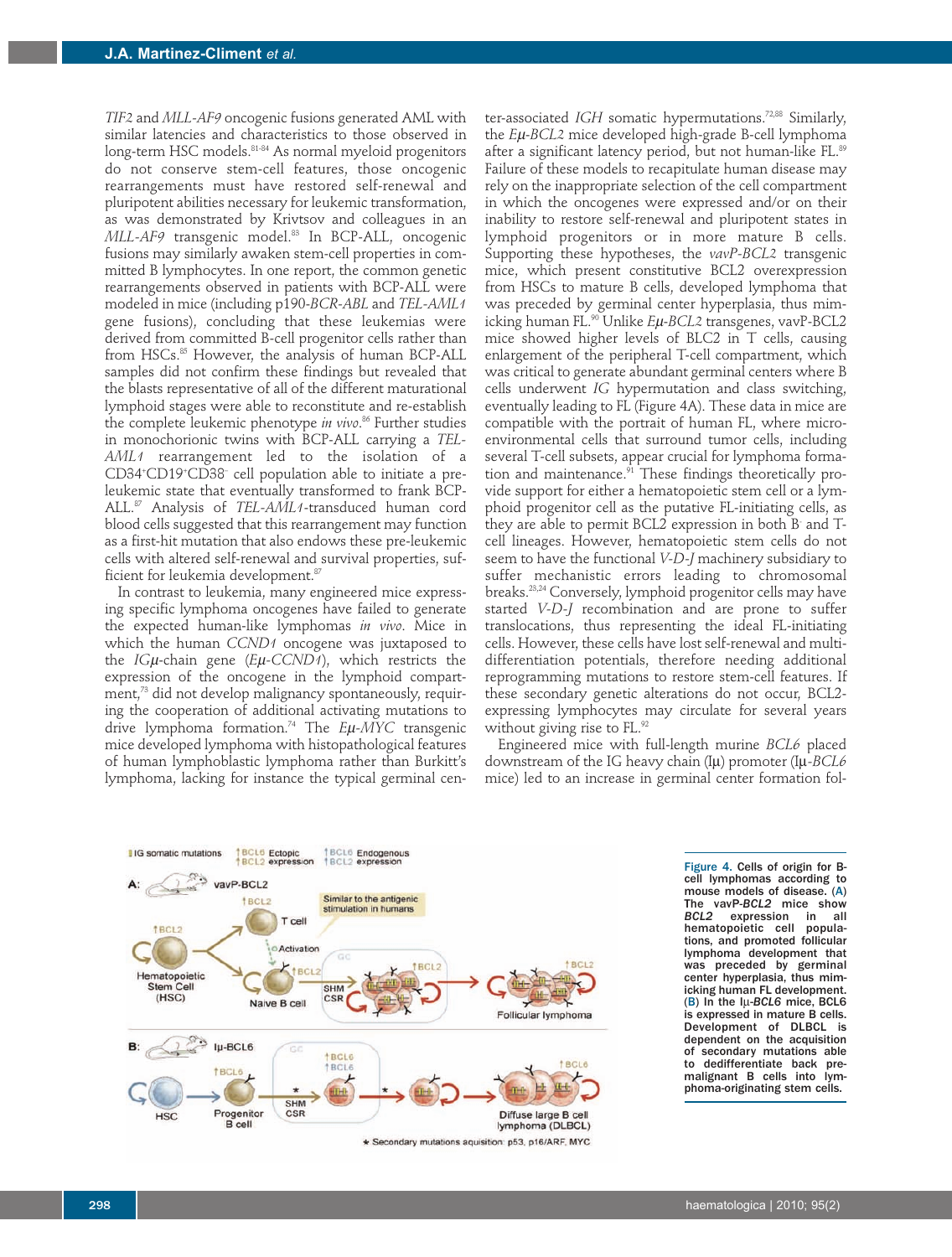*TIF2* and *MLL-AF9* oncogenic fusions generated AML with similar latencies and characteristics to those observed in long-term HSC models.[81-84] As normal myeloid progenitors do not conserve stem-cell features, those oncogenic rearrangements must have restored self-renewal and pluripotent abilities necessary for leukemic transformation, as was demonstrated by Krivtsov and colleagues in an *MLL-AF9* transgenic model.[83] In BCP-ALL, oncogenic fusions may similarly awaken stem-cell properties in committed B lymphocytes. In one report, the common genetic rearrangements observed in patients with BCP-ALL were modeled in mice (including p190-*BCR-ABL* and *TEL-AML1* gene fusions), concluding that these leukemias were derived from committed B-cell progenitor cells rather than from HSCs.[85] However, the analysis of human BCP-ALL samples did not confirm these findings but revealed that the blasts representative of all of the different maturational lymphoid stages were able to reconstitute and re-establish the complete leukemic phenotype *in vivo*.[86] Further studies in monochorionic twins with BCP-ALL carrying a *TEL-AML1* rearrangement led to the isolation of a CD34+CD19+CD38- cell population able to initiate a pre-leukemic state that eventually transformed to frank BCP-ALL.[87] Analysis of *TEL-AML1*-transduced human cord blood cells suggested that this rearrangement may function as a first-hit mutation that also endows these pre-leukemic cells with altered self-renewal and survival properties, sufficient for leukemia development.[87]

In contrast to leukemia, many engineered mice expressing specific lymphoma oncogenes have failed to generate the expected human-like lymphomas *in vivo*. Mice in which the human *CCND1* oncogene was juxtaposed to the *IGμ*-chain gene (*Eμ-CCND1*), which restricts the expression of the oncogene in the lymphoid compartment,[73] did not develop malignancy spontaneously, requiring the cooperation of additional activating mutations to drive lymphoma formation.[74] The *Eμ-MYC* transgenic mice developed lymphoma with histopathological features of human lymphoblastic lymphoma rather than Burkitt's lymphoma, lacking for instance the typical germinal center-associated *IGH* somatic hypermutations.[72,88] Similarly, the *Eμ-BCL2* mice developed high-grade B-cell lymphoma after a significant latency period, but not human-like FL.[89] Failure of these models to recapitulate human disease may rely on the inappropriate selection of the cell compartment in which the oncogenes were expressed and/or on their inability to restore self-renewal and pluripotent states in lymphoid progenitors or in more mature B cells. Supporting these hypotheses, the *vavP-BCL2* transgenic mice, which present constitutive BCL2 overexpression from HSCs to mature B cells, developed lymphoma that was preceded by germinal center hyperplasia, thus mimicking human FL.[90] Unlike *Eμ-BCL2* transgenes, vavP-BCL2 mice showed higher levels of BLC2 in T cells, causing enlargement of the peripheral T-cell compartment, which was critical to generate abundant germinal centers where B cells underwent *IG* hypermutation and class switching, eventually leading to FL (Figure 4A). These data in mice are compatible with the portrait of human FL, where microenvironmental cells that surround tumor cells, including several T-cell subsets, appear crucial for lymphoma formation and maintenance.[91] These findings theoretically provide support for either a hematopoietic stem cell or a lymphoid progenitor cell as the putative FL-initiating cells, as they are able to permit BCL2 expression in both B- and T-cell lineages. However, hematopoietic stem cells do not seem to have the functional *V-D-J* machinery subsidiary to suffer mechanistic errors leading to chromosomal breaks.[23,24] Conversely, lymphoid progenitor cells may have started *V-D-J* recombination and are prone to suffer translocations, thus representing the ideal FL-initiating cells. However, these cells have lost self-renewal and multi-differentiation potentials, therefore needing additional reprogramming mutations to restore stem-cell features. If these secondary genetic alterations do not occur, BCL2-expressing lymphocytes may circulate for several years without giving rise to FL.[92]

Engineered mice with full-length murine *BCL6* placed downstream of the IG heavy chain (Iμ) promoter (Iμ-*BCL6* mice) led to an increase in germinal center formation fol-

Figure 4. Cells of origin for B-cell lymphomas according to mouse models of disease. (A) The vavP-*BCL2* mice show *BCL2* expression in all hematopoietic cell populations, and promoted follicular lymphoma development that was preceded by germinal center hyperplasia, thus mimicking human FL development. (B) In the Iμ-*BCL6* mice, BCL6 is expressed in mature B cells. Development of DLBCL is dependent on the acquisition of secondary mutations able to dedifferentiate back premalignant B cells into lymphoma-originating stem cells.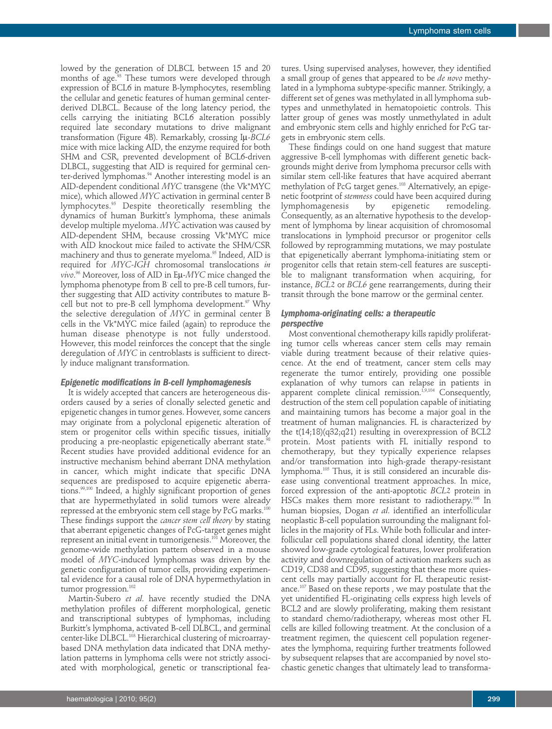lowed by the generation of DLBCL between 15 and 20 months of age.[93] These tumors were developed through expression of BCL6 in mature B-lymphocytes, resembling the cellular and genetic features of human germinal center-derived DLBCL. Because of the long latency period, the cells carrying the initiating BCL6 alteration possibly required late secondary mutations to drive malignant transformation (Figure 4B). Remarkably, crossing Iμ-*BCL6* mice with mice lacking AID, the enzyme required for both SHM and CSR, prevented development of BCL6-driven DLBCL, suggesting that AID is required for germinal center-derived lymphomas.[94] Another interesting model is an AID-dependent conditional *MYC* transgene (the Vk*MYC mice), which allowed *MYC* activation in germinal center B lymphocytes.[95] Despite theoretically resembling the dynamics of human Burkitt's lymphoma, these animals develop multiple myeloma. *MYC* activation was caused by AID-dependent SHM, because crossing Vk*MYC mice with AID knockout mice failed to activate the SHM/CSR machinery and thus to generate myeloma.[95] Indeed, AID is required for *MYC-IGH* chromosomal translocations *in vivo*.[96] Moreover, loss of AID in Eμ-*MYC* mice changed the lymphoma phenotype from B cell to pre-B cell tumors, further suggesting that AID activity contributes to mature B-cell but not to pre-B cell lymphoma development.[97] Why the selective deregulation of *MYC* in germinal center B cells in the Vk*MYC mice failed (again) to reproduce the human disease phenotype is not fully understood. However, this model reinforces the concept that the single deregulation of *MYC* in centroblasts is sufficient to directly induce malignant transformation.

### Epigenetic modifications in B-cell lymphomagenesis

It is widely accepted that cancers are heterogeneous disorders caused by a series of clonally selected genetic and epigenetic changes in tumor genes. However, some cancers may originate from a polyclonal epigenetic alteration of stem or progenitor cells within specific tissues, initially producing a pre-neoplastic epigenetically aberrant state.[98] Recent studies have provided additional evidence for an instructive mechanism behind aberrant DNA methylation in cancer, which might indicate that specific DNA sequences are predisposed to acquire epigenetic aberrations.[99,100] Indeed, a highly significant proportion of genes that are hypermethylated in solid tumors were already repressed at the embryonic stem cell stage by PcG marks.[100] These findings support the *cancer stem cell theory* by stating that aberrant epigenetic changes of PcG-target genes might represent an initial event in tumorigenesis.[101] Moreover, the genome-wide methylation pattern observed in a mouse model of *MYC*-induced lymphomas was driven by the genetic configuration of tumor cells, providing experimental evidence for a causal role of DNA hypermethylation in tumor progression.[102]

Martin-Subero *et al*. have recently studied the DNA methylation profiles of different morphological, genetic and transcriptional subtypes of lymphomas, including Burkitt's lymphoma, activated B-cell DLBCL, and germinal center-like DLBCL.[103] Hierarchical clustering of microarray-based DNA methylation data indicated that DNA methylation patterns in lymphoma cells were not strictly associated with morphological, genetic or transcriptional features. Using supervised analyses, however, they identified a small group of genes that appeared to be *de novo* methylated in a lymphoma subtype-specific manner. Strikingly, a different set of genes was methylated in all lymphoma subtypes and unmethylated in hematopoietic controls. This latter group of genes was mostly unmethylated in adult and embryonic stem cells and highly enriched for PcG targets in embryonic stem cells.

These findings could on one hand suggest that mature aggressive B-cell lymphomas with different genetic backgrounds might derive from lymphoma precursor cells with similar stem cell-like features that have acquired aberrant methylation of PcG target genes.[103] Alternatively, an epigenetic footprint of *stemness* could have been acquired during lymphomagenesis by epigenetic remodeling. Consequently, as an alternative hypothesis to the development of lymphoma by linear acquisition of chromosomal translocations in lymphoid precursor or progenitor cells followed by reprogramming mutations, we may postulate that epigenetically aberrant lymphoma-initiating stem or progenitor cells that retain stem-cell features are susceptible to malignant transformation when acquiring, for instance, *BCL2* or *BCL6* gene rearrangements, during their transit through the bone marrow or the germinal center.

### Lymphoma-originating cells: a therapeutic perspective

Most conventional chemotherapy kills rapidly proliferating tumor cells whereas cancer stem cells may remain viable during treatment because of their relative quiescence. At the end of treatment, cancer stem cells may regenerate the tumor entirely, providing one possible explanation of why tumors can relapse in patients in apparent complete clinical remission.[1,9,104] Consequently, destruction of the stem cell population capable of initiating and maintaining tumors has become a major goal in the treatment of human malignancies. FL is characterized by the t(14;18)(q32;q21) resulting in overexpression of BCL2 protein. Most patients with FL initially respond to chemotherapy, but they typically experience relapses and/or transformation into high-grade therapy-resistant lymphoma.[105] Thus, it is still considered an incurable disease using conventional treatment approaches. In mice, forced expression of the anti-apoptotic *BCL2* protein in HSCs makes them more resistant to radiotherapy.[106] In human biopsies, Dogan *et al*. identified an interfollicular neoplastic B-cell population surrounding the malignant follicles in the majority of FLs. While both follicular and interfollicular cell populations shared clonal identity, the latter showed low-grade cytological features, lower proliferation activity and downregulation of activation markers such as CD19, CD38 and CD95, suggesting that these more quiescent cells may partially account for FL therapeutic resistance.[107] Based on these reports , we may postulate that the yet unidentified FL-originating cells express high levels of BCL2 and are slowly proliferating, making them resistant to standard chemo/radiotherapy, whereas most other FL cells are killed following treatment. At the conclusion of a treatment regimen, the quiescent cell population regenerates the lymphoma, requiring further treatments followed by subsequent relapses that are accompanied by novel stochastic genetic changes that ultimately lead to transforma-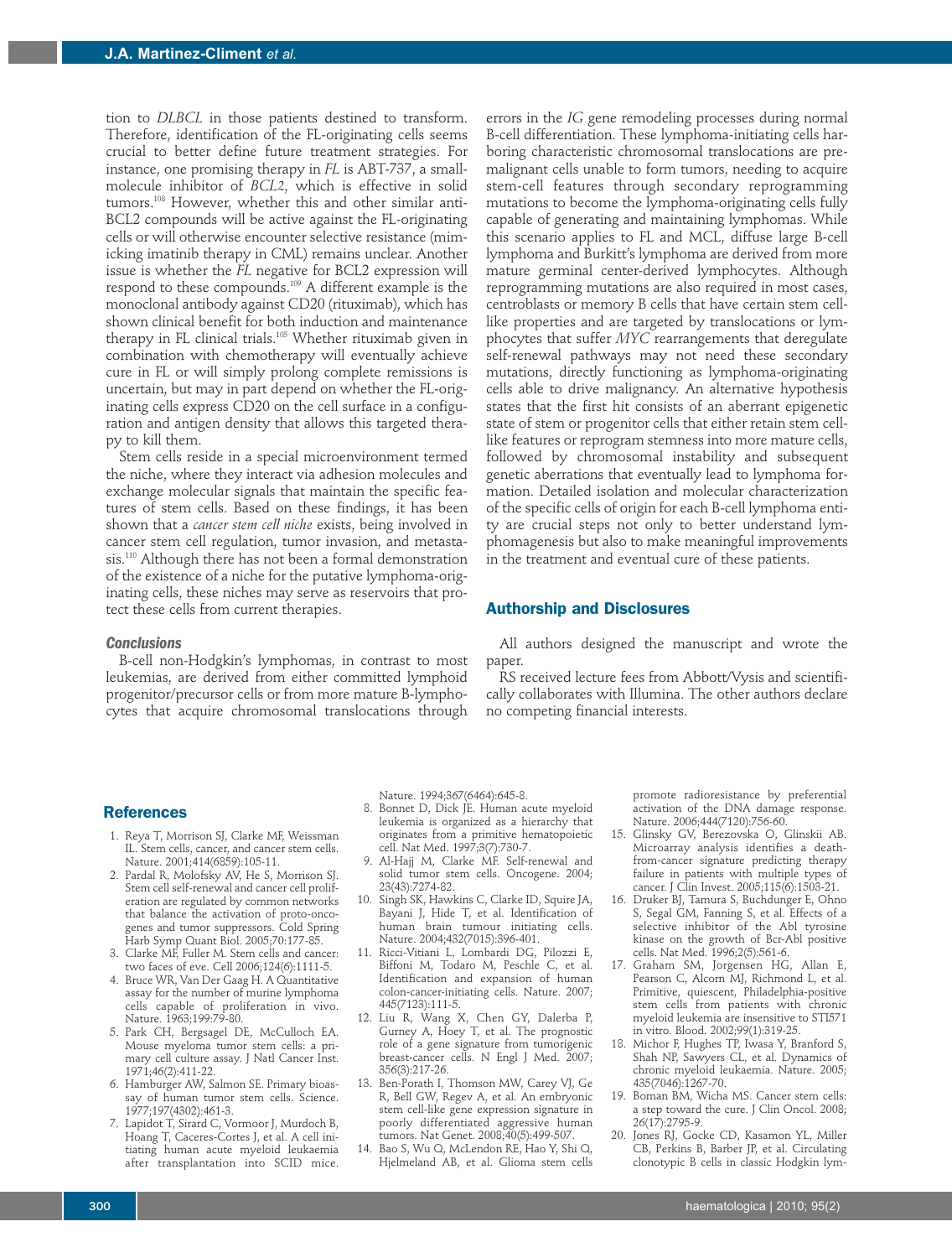tion to *DLBCL* in those patients destined to transform. Therefore, identification of the FL-originating cells seems crucial to better define future treatment strategies. For instance, one promising therapy in *FL* is ABT-737, a small-molecule inhibitor of *BCL2*, which is effective in solid tumors.[108] However, whether this and other similar anti-BCL2 compounds will be active against the FL-originating cells or will otherwise encounter selective resistance (mimicking imatinib therapy in CML) remains unclear. Another issue is whether the *FL* negative for BCL2 expression will respond to these compounds.[109] A different example is the monoclonal antibody against CD20 (rituximab), which has shown clinical benefit for both induction and maintenance therapy in FL clinical trials.[105] Whether rituximab given in combination with chemotherapy will eventually achieve cure in FL or will simply prolong complete remissions is uncertain, but may in part depend on whether the FL-originating cells express CD20 on the cell surface in a configuration and antigen density that allows this targeted therapy to kill them.

Stem cells reside in a special microenvironment termed the niche, where they interact via adhesion molecules and exchange molecular signals that maintain the specific features of stem cells. Based on these findings, it has been shown that a *cancer stem cell niche* exists, being involved in cancer stem cell regulation, tumor invasion, and metastasis.[110] Although there has not been a formal demonstration of the existence of a niche for the putative lymphoma-originating cells, these niches may serve as reservoirs that protect these cells from current therapies.

### Conclusions

B-cell non-Hodgkin's lymphomas, in contrast to most leukemias, are derived from either committed lymphoid progenitor/precursor cells or from more mature B-lymphocytes that acquire chromosomal translocations through errors in the *IG* gene remodeling processes during normal B-cell differentiation. These lymphoma-initiating cells harboring characteristic chromosomal translocations are premalignant cells unable to form tumors, needing to acquire stem-cell features through secondary reprogramming mutations to become the lymphoma-originating cells fully capable of generating and maintaining lymphomas. While this scenario applies to FL and MCL, diffuse large B-cell lymphoma and Burkitt's lymphoma are derived from more mature germinal center-derived lymphocytes. Although reprogramming mutations are also required in most cases, centroblasts or memory B cells that have certain stem cell-like properties and are targeted by translocations or lymphocytes that suffer *MYC* rearrangements that deregulate self-renewal pathways may not need these secondary mutations, directly functioning as lymphoma-originating cells able to drive malignancy. An alternative hypothesis states that the first hit consists of an aberrant epigenetic state of stem or progenitor cells that either retain stem cell-like features or reprogram stemness into more mature cells, followed by chromosomal instability and subsequent genetic aberrations that eventually lead to lymphoma formation. Detailed isolation and molecular characterization of the specific cells of origin for each B-cell lymphoma entity are crucial steps not only to better understand lymphomagenesis but also to make meaningful improvements in the treatment and eventual cure of these patients.

## Authorship and Disclosures

All authors designed the manuscript and wrote the paper.

RS received lecture fees from Abbott/Vysis and scientifically collaborates with Illumina. The other authors declare no competing financial interests.

## References

1. Reya T, Morrison SJ, Clarke MF, Weissman IL. Stem cells, cancer, and cancer stem cells. Nature. 2001;414(6859):105-11.
2. Pardal R, Molofsky AV, He S, Morrison SJ. Stem cell self-renewal and cancer cell proliferation are regulated by common networks that balance the activation of proto-oncogenes and tumor suppressors. Cold Spring Harb Symp Quant Biol. 2005;70:177-85.
3. Clarke MF, Fuller M. Stem cells and cancer: two faces of eve. Cell 2006;124(6):1111-5.
4. Bruce WR, Van Der Gaag H. A Quantitative assay for the number of murine lymphoma cells capable of proliferation in vivo. Nature. 1963;199:79-80.
5. Park CH, Bergsagel DE, McCulloch EA. Mouse myeloma tumor stem cells: a primary cell culture assay. J Natl Cancer Inst. 1971;46(2):411-22.
6. Hamburger AW, Salmon SE. Primary bioassay of human tumor stem cells. Science. 1977;197(4302):461-3.
7. Lapidot T, Sirard C, Vormoor J, Murdoch B, Hoang T, Caceres-Cortes J, et al. A cell initiating human acute myeloid leukaemia after transplantation into SCID mice. Nature. 1994;367(6464):645-8.
8. Bonnet D, Dick JE. Human acute myeloid leukemia is organized as a hierarchy that originates from a primitive hematopoietic cell. Nat Med. 1997;3(7):730-7.
9. Al-Hajj M, Clarke MF. Self-renewal and solid tumor stem cells. Oncogene. 2004;23(43):7274-82.
10. Singh SK, Hawkins C, Clarke ID, Squire JA, Bayani J, Hide T, et al. Identification of human brain tumour initiating cells. Nature. 2004;432(7015):396-401.
11. Ricci-Vitiani L, Lombardi DG, Pilozzi E, Biffoni M, Todaro M, Peschle C, et al. Identification and expansion of human colon-cancer-initiating cells. Nature. 2007;445(7123):111-5.
12. Liu R, Wang X, Chen GY, Dalerba P, Gurney A, Hoey T, et al. The prognostic role of a gene signature from tumorigenic breast-cancer cells. N Engl J Med. 2007;356(3):217-26.
13. Ben-Porath I, Thomson MW, Carey VJ, Ge R, Bell GW, Regev A, et al. An embryonic stem cell-like gene expression signature in poorly differentiated aggressive human tumors. Nat Genet. 2008;40(5):499-507.
14. Bao S, Wu Q, McLendon RE, Hao Y, Shi Q, Hjelmeland AB, et al. Glioma stem cells promote radioresistance by preferential activation of the DNA damage response. Nature. 2006;444(7120):756-60.
15. Glinsky GV, Berezovska O, Glinskii AB. Microarray analysis identifies a death-from-cancer signature predicting therapy failure in patients with multiple types of cancer. J Clin Invest. 2005;115(6):1503-21.
16. Druker BJ, Tamura S, Buchdunger E, Ohno S, Segal GM, Fanning S, et al. Effects of a selective inhibitor of the Abl tyrosine kinase on the growth of Bcr-Abl positive cells. Nat Med. 1996;2(5):561-6.
17. Graham SM, Jorgensen HG, Allan E, Pearson C, Alcorn MJ, Richmond L, et al. Primitive, quiescent, Philadelphia-positive stem cells from patients with chronic myeloid leukemia are insensitive to STI571 in vitro. Blood. 2002;99(1):319-25.
18. Michor F, Hughes TP, Iwasa Y, Branford S, Shah NP, Sawyers CL, et al. Dynamics of chronic myeloid leukaemia. Nature. 2005;435(7046):1267-70.
19. Boman BM, Wicha MS. Cancer stem cells: a step toward the cure. J Clin Oncol. 2008;26(17):2795-9.
20. Jones RJ, Gocke CD, Kasamon YL, Miller CB, Perkins B, Barber JP, et al. Circulating clonotypic B cells in classic Hodgkin lym-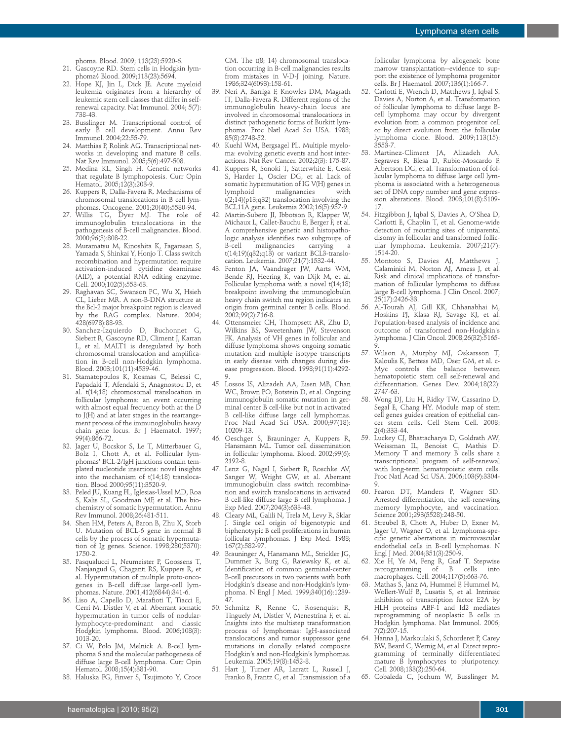phoma. Blood. 2009; 113(23):5920-6.

21. Gascoyne RD. Stem cells in Hodgkin lymphoma? Blood. 2009;113(23):5694.
22. Hope KJ, Jin L, Dick JE. Acute myeloid leukemia originates from a hierarchy of leukemic stem cell classes that differ in self-renewal capacity. Nat Immunol. 2004; 5(7): 738-43.
23. Busslinger M. Transcriptional control of early B cell development. Annu Rev Immunol. 2004;22:55-79.
24. Matthias P, Rolink AG. Transcriptional networks in developing and mature B cells. Nat Rev Immunol. 2005;5(6):497-508.
25. Medina KL, Singh H. Genetic networks that regulate B lymphopoiesis. Curr Opin Hematol. 2005;12(3):203-9.
26. Kuppers R, Dalla-Favera R. Mechanisms of chromosomal translocations in B cell lymphomas. Oncogene. 2001;20(40):5580-94.
27. Willis TG, Dyer MJ. The role of immunoglobulin translocations in the pathogenesis of B-cell malignancies. Blood. 2000;96(3):808-22.
28. Muramatsu M, Kinoshita K, Fagarasan S, Yamada S, Shinkai Y, Honjo T. Class switch recombination and hypermutation require activation-induced cytidine deaminase (AID), a potential RNA editing enzyme. Cell. 2000;102(5):553-63.
29. Raghavan SC, Swanson PC, Wu X, Hsieh CL, Lieber MR. A non-B-DNA structure at the Bcl-2 major breakpoint region is cleaved by the RAG complex. Nature. 2004; 428(6978):88-93.
30. Sanchez-Izquierdo D, Buchonnet G, Siebert R, Gascoyne RD, Climent J, Karran L, et al. MALT1 is deregulated by both chromosomal translocation and amplification in B-cell non-Hodgkin lymphoma. Blood. 2003;101(11):4539-46.
31. Stamatopoulos K, Kosmas C, Belessi C, Papadaki T, Afendaki S, Anagnostou D, et al. t(14;18) chromosomal translocation in follicular lymphoma: an event occurring with almost equal frequency both at the D to J(H) and at later stages in the rearrangement process of the immunoglobulin heavy chain gene locus. Br J Haematol. 1997; 99(4):866-72.
32. Jager U, Bocskor S, Le T, Mitterbauer G, Bolz I, Chott A, et al. Follicular lymphomas' BCL-2/IgH junctions contain templated nucleotide insertions: novel insights into the mechanism of t(14;18) translocation. Blood 2000;95(11):3520-9.
33. Peled JU, Kuang FL, Iglesias-Ussel MD, Roa S, Kalis SL, Goodman MF, et al. The biochemistry of somatic hypermutation. Annu Rev Immunol. 2008;26:481-511.
34. Shen HM, Peters A, Baron B, Zhu X, Storb U. Mutation of BCL-6 gene in normal B cells by the process of somatic hypermutation of Ig genes. Science. 1998;280(5370): 1750-2.
35. Pasqualucci L, Neumeister P, Goossens T, Nanjangud G, Chaganti RS, Kuppers R, et al. Hypermutation of multiple proto-oncogenes in B-cell diffuse large-cell lymphomas. Nature. 2001;412(6844):341-6.
36. Liso A, Capello D, Marafioti T, Tiacci E, Cerri M, Distler V, et al. Aberrant somatic hypermutation in tumor cells of nodular-lymphocyte-predominant and classic Hodgkin lymphoma. Blood. 2006;108(3): 1013-20.
37. Ci W, Polo JM, Melnick A. B-cell lymphoma 6 and the molecular pathogenesis of diffuse large B-cell lymphoma. Curr Opin Hematol. 2008;15(4):381-90.
38. Haluska FG, Finver S, Tsujimoto Y, Croce CM. The t(8; 14) chromosomal translocation occurring in B-cell malignancies results from mistakes in V-D-J joining. Nature. 1986;324(6093):158-61.
39. Neri A, Barriga F, Knowles DM, Magrath IT, Dalla-Favera R. Different regions of the immunoglobulin heavy-chain locus are involved in chromosomal translocations in distinct pathogenetic forms of Burkitt lymphoma. Proc Natl Acad Sci USA. 1988; 85(8):2748-52.
40. Kuehl WM, Bergsagel PL. Multiple myeloma: evolving genetic events and host interactions. Nat Rev Cancer. 2002;2(3): 175-87.
41. Kuppers R, Sonoki T, Satterwhite E, Gesk S, Harder L, Oscier DG, et al. Lack of somatic hypermutation of IG V(H) genes in lymphoid malignancies with t(2;14)(p13;q32) translocation involving the BCL11A gene. Leukemia 2002;16(5):937-9.
42. Martin-Subero JI, Ibbotson R, Klapper W, Michaux L, Callet-Bauchu E, Berger F, et al. A comprehensive genetic and histopathologic analysis identifies two subgroups of B-cell malignancies carrying a t(14;19)(q32;q13) or variant BCL3-translocation. Leukemia. 2007;21(7):1532-44.
43. Fenton JA, Vaandrager JW, Aarts WM, Bende RJ, Heering K, van Dijk M, et al. Follicular lymphoma with a novel t(14;18) breakpoint involving the immunoglobulin heavy chain switch mu region indicates an origin from germinal center B cells. Blood. 2002;99(2):716-8.
44. Ottensmeier CH, Thompsett AR, Zhu D, Wilkins BS, Sweetenham JW, Stevenson FK. Analysis of VH genes in follicular and diffuse lymphoma shows ongoing somatic mutation and multiple isotype transcripts in early disease with changes during disease progression. Blood. 1998;91(11):4292-9.
45. Lossos IS, Alizadeh AA, Eisen MB, Chan WC, Brown PO, Botstein D, et al. Ongoing immunoglobulin somatic mutation in germinal center B cell-like but not in activated B cell-like diffuse large cell lymphomas. Proc Natl Acad Sci USA. 2000;97(18): 10209-13.
46. Oeschger S, Brauninger A, Kuppers R, Hansmann ML. Tumor cell dissemination in follicular lymphoma. Blood. 2002;99(6): 2192-8.
47. Lenz G, Nagel I, Siebert R, Roschke AV, Sanger W, Wright GW, et al. Aberrant immunoglobulin class switch recombination and switch translocations in activated B cell-like diffuse large B cell lymphoma. J Exp Med. 2007;204(3):633-43.
48. Cleary ML, Galili N, Trela M, Levy R, Sklar J. Single cell origin of bigenotypic and biphenotypic B cell proliferations in human follicular lymphomas. J Exp Med. 1988; 167(2):582-97.
49. Brauninger A, Hansmann ML, Strickler JG, Dummer R, Burg G, Rajewsky K, et al. Identification of common germinal-center B-cell precursors in two patients with both Hodgkin's disease and non-Hodgkin's lymphoma. N Engl J Med. 1999;340(16):1239-47.
50. Schmitz R, Renne C, Rosenquist R, Tinguely M, Distler V, Menestrina F, et al. Insights into the multistep transformation process of lymphomas: IgH-associated translocations and tumor suppressor gene mutations in clonally related composite Hodgkin's and non-Hodgkin's lymphomas. Leukemia. 2005;19(8):1452-8.
51. Hart J, Turner AR, Larratt L, Russell J, Franko B, Frantz C, et al. Transmission of a follicular lymphoma by allogeneic bone marrow transplantation--evidence to support the existence of lymphoma progenitor cells. Br J Haematol. 2007;136(1):166-7.
52. Carlotti E, Wrench D, Matthews J, Iqbal S, Davies A, Norton A, et al. Transformation of follicular lymphoma to diffuse large B-cell lymphoma may occur by divergent evolution from a common progenitor cell or by direct evolution from the follicular lymphoma clone. Blood. 2009;113(15): 3553-7.
53. Martinez-Climent JA, Alizadeh AA, Segraves R, Blesa D, Rubio-Moscardo F, Albertson DG, et al. Transformation of follicular lymphoma to diffuse large cell lymphoma is associated with a heterogeneous set of DNA copy number and gene expression alterations. Blood. 2003;101(8):3109-17.
54. Fitzgibbon J, Iqbal S, Davies A, O'Shea D, Carlotti E, Chaplin T, et al. Genome-wide detection of recurring sites of uniparental disomy in follicular and transformed follicular lymphoma. Leukemia. 2007;21(7): 1514-20.
55. Montoto S, Davies AJ, Matthews J, Calaminici M, Norton AJ, Amess J, et al. Risk and clinical implications of transformation of follicular lymphoma to diffuse large B-cell lymphoma. J Clin Oncol. 2007; 25(17):2426-33.
56. Al-Tourah AJ, Gill KK, Chhanabhai M, Hoskins PJ, Klasa RJ, Savage KJ, et al. Population-based analysis of incidence and outcome of transformed non-Hodgkin's lymphoma. J Clin Oncol. 2008;26(32):5165-9.
57. Wilson A, Murphy MJ, Oskarsson T, Kaloulis K, Bettess MD, Oser GM, et al. c-Myc controls the balance between hematopoietic stem cell self-renewal and differentiation. Genes Dev. 2004;18(22): 2747-63.
58. Wong DJ, Liu H, Ridky TW, Cassarino D, Segal E, Chang HY. Module map of stem cell genes guides creation of epithelial cancer stem cells. Cell Stem Cell. 2008; 2(4):333-44.
59. Luckey CJ, Bhattacharya D, Goldrath AW, Weissman IL, Benoist C, Mathis D. Memory T and memory B cells share a transcriptional program of self-renewal with long-term hematopoietic stem cells. Proc Natl Acad Sci USA. 2006;103(9):3304-9.
60. Fearon DT, Manders P, Wagner SD. Arrested differentiation, the self-renewing memory lymphocyte, and vaccination. Science 2001;293(5528):248-50.
61. Streubel B, Chott A, Huber D, Exner M, Jager U, Wagner O, et al. Lymphoma-specific genetic aberrations in microvascular endothelial cells in B-cell lymphomas. N Engl J Med. 2004;351(3):250-9.
62. Xie H, Ye M, Feng R, Graf T. Stepwise reprogramming of B cells into macrophages. Cell. 2004;117(5):663-76.
63. Mathas S, Janz M, Hummel F, Hummel M, Wollert-Wulf B, Lusatis S, et al. Intrinsic inhibition of transcription factor E2A by HLH proteins ABF-1 and Id2 mediates reprogramming of neoplastic B cells in Hodgkin lymphoma. Nat Immunol. 2006; 7(2):207-15.
64. Hanna J, Markoulaki S, Schorderet P, Carey BW, Beard C, Wernig M, et al. Direct reprogramming of terminally differentiated mature B lymphocytes to pluripotency. Cell. 2008;133(2):250-64.
65. Cobaleda C, Jochum W, Busslinger M.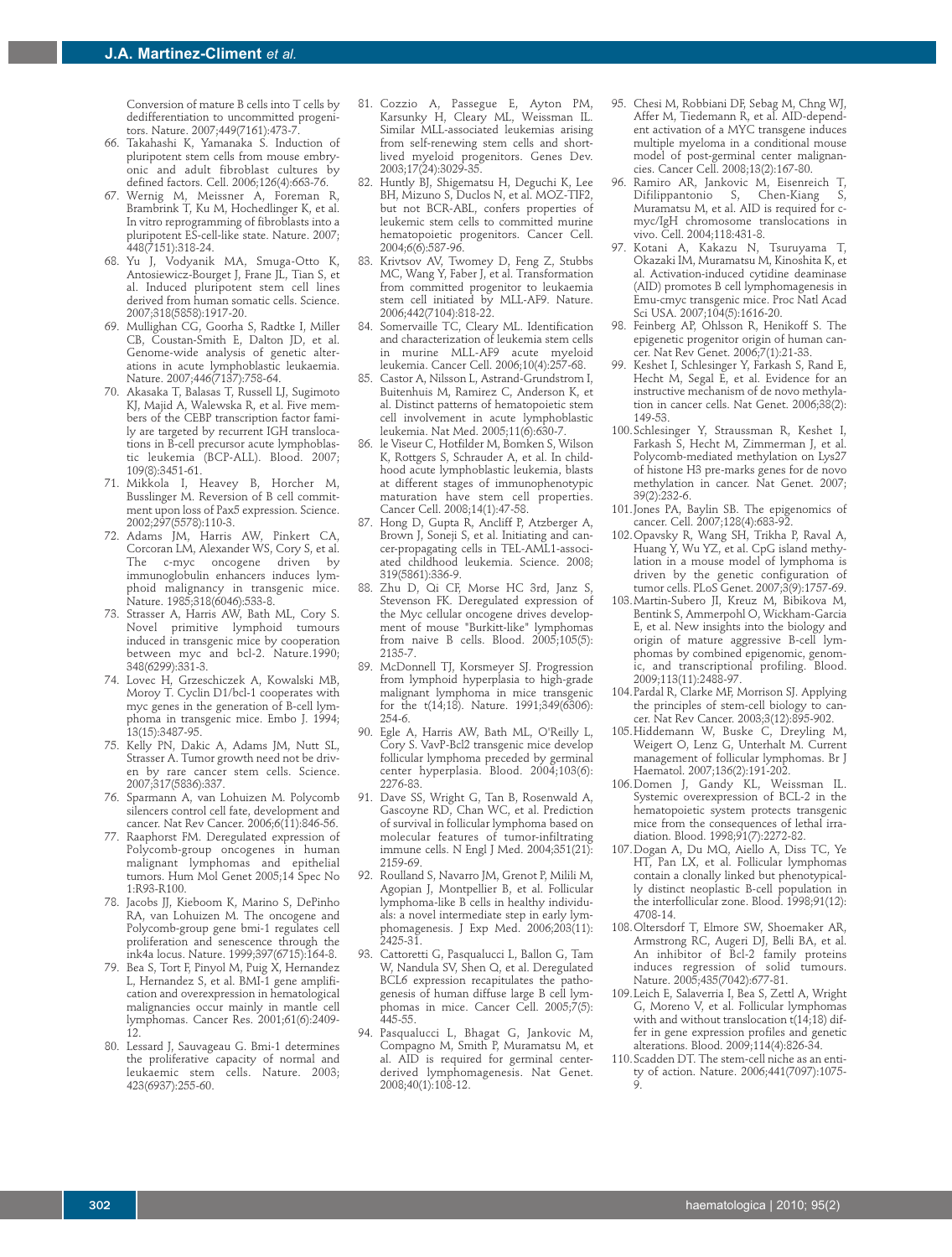Conversion of mature B cells into T cells by dedifferentiation to uncommitted progenitors. Nature. 2007;449(7161):473-7.

66. Takahashi K, Yamanaka S. Induction of pluripotent stem cells from mouse embryonic and adult fibroblast cultures by defined factors. Cell. 2006;126(4):663-76.
67. Wernig M, Meissner A, Foreman R, Brambrink T, Ku M, Hochedlinger K, et al. In vitro reprogramming of fibroblasts into a pluripotent ES-cell-like state. Nature. 2007; 448(7151):318-24.
68. Yu J, Vodyanik MA, Smuga-Otto K, Antosiewicz-Bourget J, Frane JL, Tian S, et al. Induced pluripotent stem cell lines derived from human somatic cells. Science. 2007;318(5858):1917-20.
69. Mullighan CG, Goorha S, Radtke I, Miller CB, Coustan-Smith E, Dalton JD, et al. Genome-wide analysis of genetic alterations in acute lymphoblastic leukaemia. Nature. 2007;446(7137):758-64.
70. Akasaka T, Balasas T, Russell LJ, Sugimoto KJ, Majid A, Walewska R, et al. Five members of the CEBP transcription factor family are targeted by recurrent IGH translocations in B-cell precursor acute lymphoblastic leukemia (BCP-ALL). Blood. 2007; 109(8):3451-61.
71. Mikkola I, Heavey B, Horcher M, Busslinger M. Reversion of B cell commitment upon loss of Pax5 expression. Science. 2002;297(5578):110-3.
72. Adams JM, Harris AW, Pinkert CA, Corcoran LM, Alexander WS, Cory S, et al. The c-myc oncogene driven by immunoglobulin enhancers induces lymphoid malignancy in transgenic mice. Nature. 1985;318(6046):533-8.
73. Strasser A, Harris AW, Bath ML, Cory S. Novel primitive lymphoid tumours induced in transgenic mice by cooperation between myc and bcl-2. Nature.1990; 348(6299):331-3.
74. Lovec H, Grzeschiczek A, Kowalski MB, Moroy T. Cyclin D1/bcl-1 cooperates with myc genes in the generation of B-cell lymphoma in transgenic mice. Embo J. 1994; 13(15):3487-95.
75. Kelly PN, Dakic A, Adams JM, Nutt SL, Strasser A. Tumor growth need not be driven by rare cancer stem cells. Science. 2007;317(5836):337.
76. Sparmann A, van Lohuizen M. Polycomb silencers control cell fate, development and cancer. Nat Rev Cancer. 2006;6(11):846-56.
77. Raaphorst FM. Deregulated expression of Polycomb-group oncogenes in human malignant lymphomas and epithelial tumors. Hum Mol Genet 2005;14 Spec No 1:R93-R100.
78. Jacobs JJ, Kieboom K, Marino S, DePinho RA, van Lohuizen M. The oncogene and Polycomb-group gene bmi-1 regulates cell proliferation and senescence through the ink4a locus. Nature. 1999;397(6715):164-8.
79. Bea S, Tort F, Pinyol M, Puig X, Hernandez L, Hernandez S, et al. BMI-1 gene amplification and overexpression in hematological malignancies occur mainly in mantle cell lymphomas. Cancer Res. 2001;61(6):2409-12.
80. Lessard J, Sauvageau G. Bmi-1 determines the proliferative capacity of normal and leukaemic stem cells. Nature. 2003; 423(6937):255-60.
81. Cozzio A, Passegue E, Ayton PM, Karsunky H, Cleary ML, Weissman IL. Similar MLL-associated leukemias arising from self-renewing stem cells and short-lived myeloid progenitors. Genes Dev. 2003;17(24):3029-35.
82. Huntly BJ, Shigematsu H, Deguchi K, Lee BH, Mizuno S, Duclos N, et al. MOZ-TIF2, but not BCR-ABL, confers properties of leukemic stem cells to committed murine hematopoietic progenitors. Cancer Cell. 2004;6(6):587-96.
83. Krivtsov AV, Twomey D, Feng Z, Stubbs MC, Wang Y, Faber J, et al. Transformation from committed progenitor to leukaemia stem cell initiated by MLL-AF9. Nature. 2006;442(7104):818-22.
84. Somervaille TC, Cleary ML. Identification and characterization of leukemia stem cells in murine MLL-AF9 acute myeloid leukemia. Cancer Cell. 2006;10(4):257-68.
85. Castor A, Nilsson L, Astrand-Grundstrom I, Buitenhuis M, Ramirez C, Anderson K, et al. Distinct patterns of hematopoietic stem cell involvement in acute lymphoblastic leukemia. Nat Med. 2005;11(6):630-7.
86. le Viseur C, Hotfilder M, Bomken S, Wilson K, Rottgers S, Schrauder A, et al. In childhood acute lymphoblastic leukemia, blasts at different stages of immunophenotypic maturation have stem cell properties. Cancer Cell. 2008;14(1):47-58.
87. Hong D, Gupta R, Ancliff P, Atzberger A, Brown J, Soneji S, et al. Initiating and cancer-propagating cells in TEL-AML1-associated childhood leukemia. Science. 2008; 319(5861):336-9.
88. Zhu D, Qi CF, Morse HC 3rd, Janz S, Stevenson FK. Deregulated expression of the Myc cellular oncogene drives development of mouse "Burkitt-like" lymphomas from naive B cells. Blood. 2005;105(5): 2135-7.
89. McDonnell TJ, Korsmeyer SJ. Progression from lymphoid hyperplasia to high-grade malignant lymphoma in mice transgenic for the t(14;18). Nature. 1991;349(6306): 254-6.
90. Egle A, Harris AW, Bath ML, O'Reilly L, Cory S. VavP-Bcl2 transgenic mice develop follicular lymphoma preceded by germinal center hyperplasia. Blood. 2004;103(6): 2276-83.
91. Dave SS, Wright G, Tan B, Rosenwald A, Gascoyne RD, Chan WC, et al. Prediction of survival in follicular lymphoma based on molecular features of tumor-infiltrating immune cells. N Engl J Med. 2004;351(21): 2159-69.
92. Roulland S, Navarro JM, Grenot P, Milili M, Agopian J, Montpellier B, et al. Follicular lymphoma-like B cells in healthy individuals: a novel intermediate step in early lymphomagenesis. J Exp Med. 2006;203(11): 2425-31.
93. Cattoretti G, Pasqualucci L, Ballon G, Tam W, Nandula SV, Shen Q, et al. Deregulated BCL6 expression recapitulates the pathogenesis of human diffuse large B cell lymphomas in mice. Cancer Cell. 2005;7(5): 445-55.
94. Pasqualucci L, Bhagat G, Jankovic M, Compagno M, Smith P, Muramatsu M, et al. AID is required for germinal center-derived lymphomagenesis. Nat Genet. 2008;40(1):108-12.
95. Chesi M, Robbiani DF, Sebag M, Chng WJ, Affer M, Tiedemann R, et al. AID-dependent activation of a MYC transgene induces multiple myeloma in a conditional mouse model of post-germinal center malignancies. Cancer Cell. 2008;13(2):167-80.
96. Ramiro AR, Jankovic M, Eisenreich T, Difilippantonio S, Chen-Kiang S, Muramatsu M, et al. AID is required for c-myc/IgH chromosome translocations in vivo. Cell. 2004;118:431-8.
97. Kotani A, Kakazu N, Tsuruyama T, Okazaki IM, Muramatsu M, Kinoshita K, et al. Activation-induced cytidine deaminase (AID) promotes B cell lymphomagenesis in Emu-cmyc transgenic mice. Proc Natl Acad Sci USA. 2007;104(5):1616-20.
98. Feinberg AP, Ohlsson R, Henikoff S. The epigenetic progenitor origin of human cancer. Nat Rev Genet. 2006;7(1):21-33.
99. Keshet I, Schlesinger Y, Farkash S, Rand E, Hecht M, Segal E, et al. Evidence for an instructive mechanism of de novo methylation in cancer cells. Nat Genet. 2006;38(2): 149-53.
100. Schlesinger Y, Straussman R, Keshet I, Farkash S, Hecht M, Zimmerman J, et al. Polycomb-mediated methylation on Lys27 of histone H3 pre-marks genes for de novo methylation in cancer. Nat Genet. 2007; 39(2):232-6.
101. Jones PA, Baylin SB. The epigenomics of cancer. Cell. 2007;128(4):683-92.
102. Opavsky R, Wang SH, Trikha P, Raval A, Huang Y, Wu YZ, et al. CpG island methylation in a mouse model of lymphoma is driven by the genetic configuration of tumor cells. PLoS Genet. 2007;3(9):1757-69.
103. Martin-Subero JI, Kreuz M, Bibikova M, Bentink S, Ammerpohl O, Wickham-Garcia E, et al. New insights into the biology and origin of mature aggressive B-cell lymphomas by combined epigenomic, genomic, and transcriptional profiling. Blood. 2009;113(11):2488-97.
104. Pardal R, Clarke MF, Morrison SJ. Applying the principles of stem-cell biology to cancer. Nat Rev Cancer. 2003;3(12):895-902.
105. Hiddemann W, Buske C, Dreyling M, Weigert O, Lenz G, Unterhalt M. Current management of follicular lymphomas. Br J Haematol. 2007;136(2):191-202.
106. Domen J, Gandy KL, Weissman IL. Systemic overexpression of BCL-2 in the hematopoietic system protects transgenic mice from the consequences of lethal irradiation. Blood. 1998;91(7):2272-82.
107. Dogan A, Du MQ, Aiello A, Diss TC, Ye HT, Pan LX, et al. Follicular lymphomas contain a clonally linked but phenotypically distinct neoplastic B-cell population in the interfollicular zone. Blood. 1998;91(12): 4708-14.
108. Oltersdorf T, Elmore SW, Shoemaker AR, Armstrong RC, Augeri DJ, Belli BA, et al. An inhibitor of Bcl-2 family proteins induces regression of solid tumours. Nature. 2005;435(7042):677-81.
109. Leich E, Salaverria I, Bea S, Zettl A, Wright G, Moreno V, et al. Follicular lymphomas with and without translocation t(14;18) differ in gene expression profiles and genetic alterations. Blood. 2009;114(4):826-34.
110. Scadden DT. The stem-cell niche as an entity of action. Nature. 2006;441(7097):1075-9.